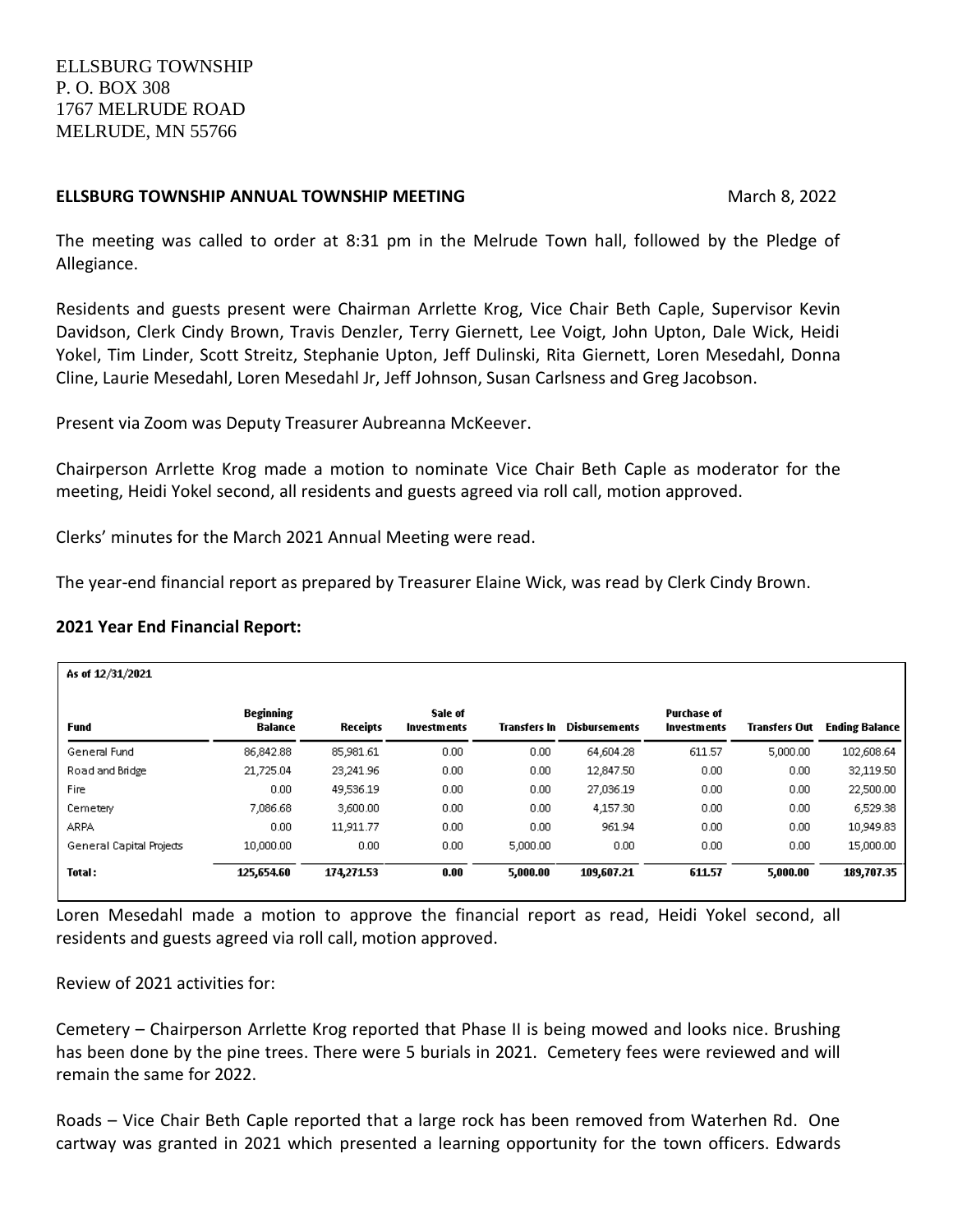ELLSBURG TOWNSHIP
P. O. BOX 308
1767 MELRUDE ROAD
MELRUDE, MN 55766

**ELLSBURG TOWNSHIP ANNUAL TOWNSHIP MEETING** March 8, 2022

The meeting was called to order at 8:31 pm in the Melrude Town hall, followed by the Pledge of Allegiance.

Residents and guests present were Chairman Arrlette Krog, Vice Chair Beth Caple, Supervisor Kevin Davidson, Clerk Cindy Brown, Travis Denzler, Terry Giernett, Lee Voigt, John Upton, Dale Wick, Heidi Yokel, Tim Linder, Scott Streitz, Stephanie Upton, Jeff Dulinski, Rita Giernett, Loren Mesedahl, Donna Cline, Laurie Mesedahl, Loren Mesedahl Jr, Jeff Johnson, Susan Carlsness and Greg Jacobson.

Present via Zoom was Deputy Treasurer Aubreanna McKeever.

Chairperson Arrlette Krog made a motion to nominate Vice Chair Beth Caple as moderator for the meeting, Heidi Yokel second, all residents and guests agreed via roll call, motion approved.

Clerks' minutes for the March 2021 Annual Meeting were read.

The year-end financial report as prepared by Treasurer Elaine Wick, was read by Clerk Cindy Brown.

**2021 Year End Financial Report:**

As of 12/31/2021

| Fund | Beginning Balance | Receipts | Sale of Investments | Transfers In | Disbursements | Purchase of Investments | Transfers Out | Ending Balance |
|---|---|---|---|---|---|---|---|---|
| General Fund | 86,842.88 | 85,981.61 | 0.00 | 0.00 | 64,604.28 | 611.57 | 5,000.00 | 102,608.64 |
| Road and Bridge | 21,725.04 | 23,241.96 | 0.00 | 0.00 | 12,847.50 | 0.00 | 0.00 | 32,119.50 |
| Fire | 0.00 | 49,536.19 | 0.00 | 0.00 | 27,036.19 | 0.00 | 0.00 | 22,500.00 |
| Cemetery | 7,086.68 | 3,600.00 | 0.00 | 0.00 | 4,157.30 | 0.00 | 0.00 | 6,529.38 |
| ARPA | 0.00 | 11,911.77 | 0.00 | 0.00 | 961.94 | 0.00 | 0.00 | 10,949.83 |
| General Capital Projects | 10,000.00 | 0.00 | 0.00 | 5,000.00 | 0.00 | 0.00 | 0.00 | 15,000.00 |
| **Total:** | **125,654.60** | **174,271.53** | **0.00** | **5,000.00** | **109,607.21** | **611.57** | **5,000.00** | **189,707.35** |

Loren Mesedahl made a motion to approve the financial report as read, Heidi Yokel second, all residents and guests agreed via roll call, motion approved.

Review of 2021 activities for:

Cemetery – Chairperson Arrlette Krog reported that Phase II is being mowed and looks nice. Brushing has been done by the pine trees. There were 5 burials in 2021. Cemetery fees were reviewed and will remain the same for 2022.

Roads – Vice Chair Beth Caple reported that a large rock has been removed from Waterhen Rd. One cartway was granted in 2021 which presented a learning opportunity for the town officers. Edwards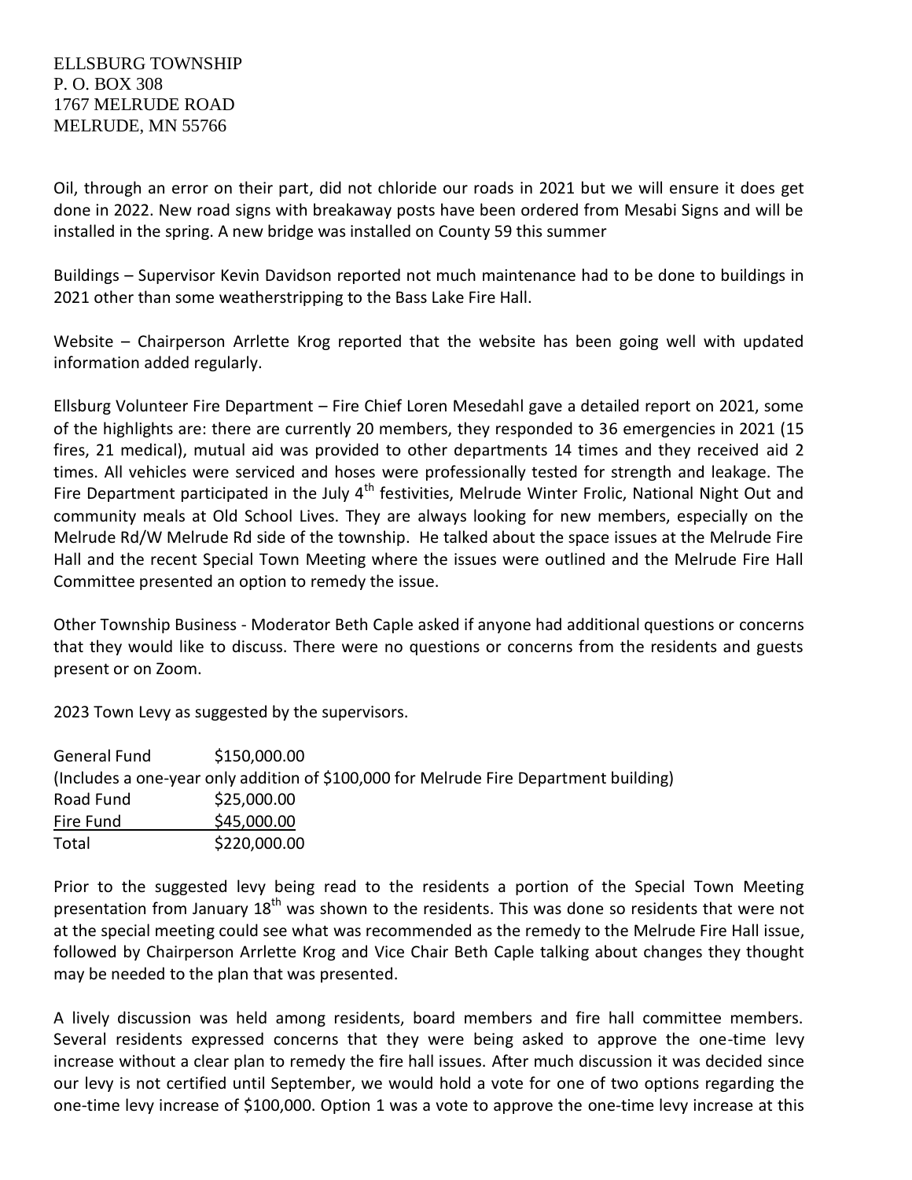ELLSBURG TOWNSHIP
P. O. BOX 308
1767 MELRUDE ROAD
MELRUDE, MN 55766

Oil, through an error on their part, did not chloride our roads in 2021 but we will ensure it does get done in 2022. New road signs with breakaway posts have been ordered from Mesabi Signs and will be installed in the spring. A new bridge was installed on County 59 this summer

Buildings – Supervisor Kevin Davidson reported not much maintenance had to be done to buildings in 2021 other than some weatherstripping to the Bass Lake Fire Hall.

Website – Chairperson Arrlette Krog reported that the website has been going well with updated information added regularly.

Ellsburg Volunteer Fire Department – Fire Chief Loren Mesedahl gave a detailed report on 2021, some of the highlights are: there are currently 20 members, they responded to 36 emergencies in 2021 (15 fires, 21 medical), mutual aid was provided to other departments 14 times and they received aid 2 times. All vehicles were serviced and hoses were professionally tested for strength and leakage. The Fire Department participated in the July 4th festivities, Melrude Winter Frolic, National Night Out and community meals at Old School Lives. They are always looking for new members, especially on the Melrude Rd/W Melrude Rd side of the township. He talked about the space issues at the Melrude Fire Hall and the recent Special Town Meeting where the issues were outlined and the Melrude Fire Hall Committee presented an option to remedy the issue.

Other Township Business - Moderator Beth Caple asked if anyone had additional questions or concerns that they would like to discuss. There were no questions or concerns from the residents and guests present or on Zoom.

2023 Town Levy as suggested by the supervisors.

| | |
|---|---|
| General Fund | $150,000.00 |
| (Includes a one-year only addition of $100,000 for Melrude Fire Department building) | |
| Road Fund | $25,000.00 |
| Fire Fund | $45,000.00 |
| Total | $220,000.00 |

Prior to the suggested levy being read to the residents a portion of the Special Town Meeting presentation from January 18th was shown to the residents. This was done so residents that were not at the special meeting could see what was recommended as the remedy to the Melrude Fire Hall issue, followed by Chairperson Arrlette Krog and Vice Chair Beth Caple talking about changes they thought may be needed to the plan that was presented.

A lively discussion was held among residents, board members and fire hall committee members. Several residents expressed concerns that they were being asked to approve the one-time levy increase without a clear plan to remedy the fire hall issues. After much discussion it was decided since our levy is not certified until September, we would hold a vote for one of two options regarding the one-time levy increase of $100,000. Option 1 was a vote to approve the one-time levy increase at this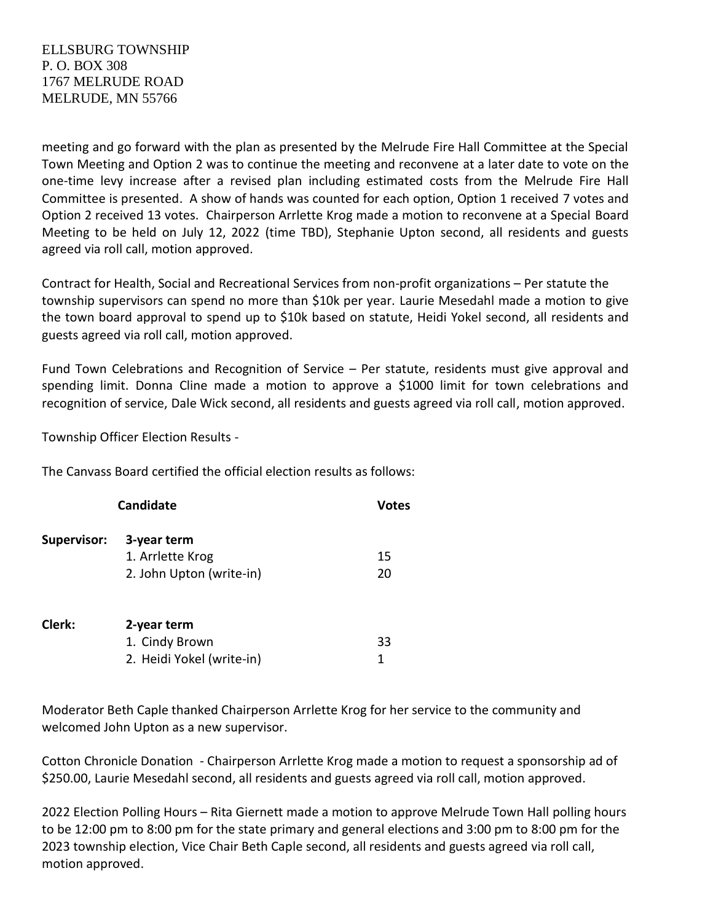ELLSBURG TOWNSHIP
P. O. BOX 308
1767 MELRUDE ROAD
MELRUDE, MN 55766

meeting and go forward with the plan as presented by the Melrude Fire Hall Committee at the Special Town Meeting and Option 2 was to continue the meeting and reconvene at a later date to vote on the one-time levy increase after a revised plan including estimated costs from the Melrude Fire Hall Committee is presented. A show of hands was counted for each option, Option 1 received 7 votes and Option 2 received 13 votes. Chairperson Arrlette Krog made a motion to reconvene at a Special Board Meeting to be held on July 12, 2022 (time TBD), Stephanie Upton second, all residents and guests agreed via roll call, motion approved.

Contract for Health, Social and Recreational Services from non-profit organizations – Per statute the township supervisors can spend no more than $10k per year. Laurie Mesedahl made a motion to give the town board approval to spend up to $10k based on statute, Heidi Yokel second, all residents and guests agreed via roll call, motion approved.

Fund Town Celebrations and Recognition of Service – Per statute, residents must give approval and spending limit. Donna Cline made a motion to approve a $1000 limit for town celebrations and recognition of service, Dale Wick second, all residents and guests agreed via roll call, motion approved.

Township Officer Election Results -

The Canvass Board certified the official election results as follows:

| | Candidate | Votes |
|---|---|---|
| **Supervisor:** | **3-year term** | |
| | 1. Arrlette Krog | 15 |
| | 2. John Upton (write-in) | 20 |
| **Clerk:** | **2-year term** | |
| | 1. Cindy Brown | 33 |
| | 2. Heidi Yokel (write-in) | 1 |

Moderator Beth Caple thanked Chairperson Arrlette Krog for her service to the community and welcomed John Upton as a new supervisor.

Cotton Chronicle Donation - Chairperson Arrlette Krog made a motion to request a sponsorship ad of $250.00, Laurie Mesedahl second, all residents and guests agreed via roll call, motion approved.

2022 Election Polling Hours – Rita Giernett made a motion to approve Melrude Town Hall polling hours to be 12:00 pm to 8:00 pm for the state primary and general elections and 3:00 pm to 8:00 pm for the 2023 township election, Vice Chair Beth Caple second, all residents and guests agreed via roll call, motion approved.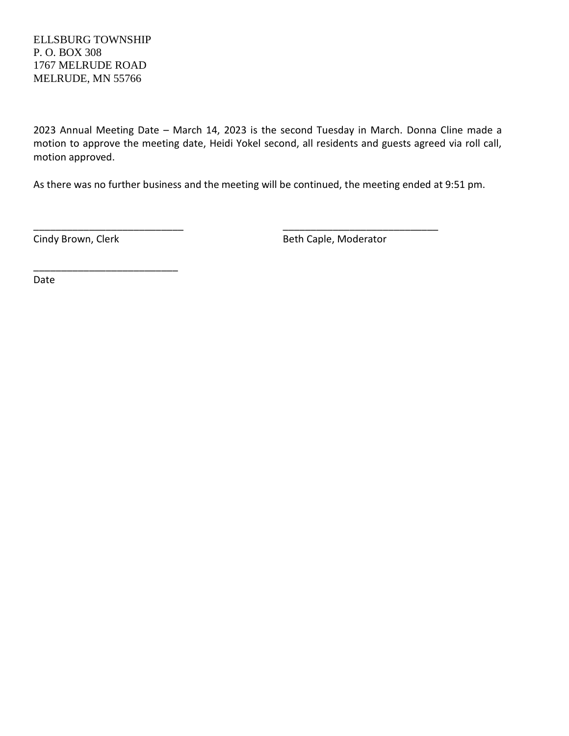ELLSBURG TOWNSHIP
P. O. BOX 308
1767 MELRUDE ROAD
MELRUDE, MN 55766

2023 Annual Meeting Date – March 14, 2023 is the second Tuesday in March. Donna Cline made a motion to approve the meeting date, Heidi Yokel second, all residents and guests agreed via roll call, motion approved.

As there was no further business and the meeting will be continued, the meeting ended at 9:51 pm.

___________________________ ____________________________
Cindy Brown, Clerk Beth Caple, Moderator

__________________________
Date